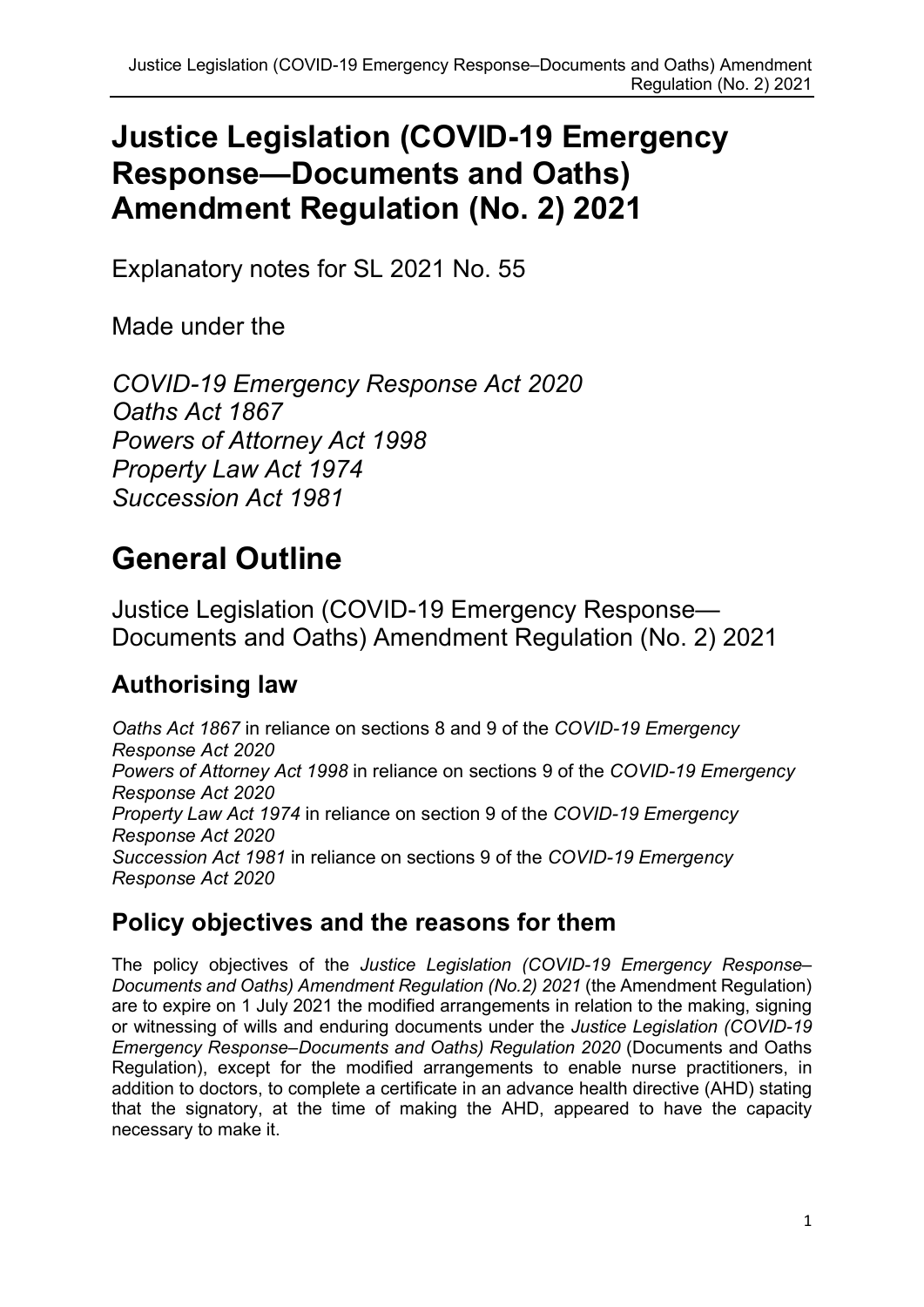# Justice Legislation (COVID-19 Emergency Response—Documents and Oaths) Amendment Regulation (No. 2) 2021

Explanatory notes for SL 2021 No. 55

Made under the

*COVID-19 Emergency Response Act 2020*
*Oaths Act 1867*
*Powers of Attorney Act 1998*
*Property Law Act 1974*
*Succession Act 1981*

# General Outline

Justice Legislation (COVID-19 Emergency Response—Documents and Oaths) Amendment Regulation (No. 2) 2021

## Authorising law

*Oaths Act 1867* in reliance on sections 8 and 9 of the *COVID-19 Emergency Response Act 2020*
*Powers of Attorney Act 1998* in reliance on sections 9 of the *COVID-19 Emergency Response Act 2020*
*Property Law Act 1974* in reliance on section 9 of the *COVID-19 Emergency Response Act 2020*
*Succession Act 1981* in reliance on sections 9 of the *COVID-19 Emergency Response Act 2020*

## Policy objectives and the reasons for them

The policy objectives of the *Justice Legislation (COVID-19 Emergency Response–Documents and Oaths) Amendment Regulation (No.2) 2021* (the Amendment Regulation) are to expire on 1 July 2021 the modified arrangements in relation to the making, signing or witnessing of wills and enduring documents under the *Justice Legislation (COVID-19 Emergency Response–Documents and Oaths) Regulation 2020* (Documents and Oaths Regulation), except for the modified arrangements to enable nurse practitioners, in addition to doctors, to complete a certificate in an advance health directive (AHD) stating that the signatory, at the time of making the AHD, appeared to have the capacity necessary to make it.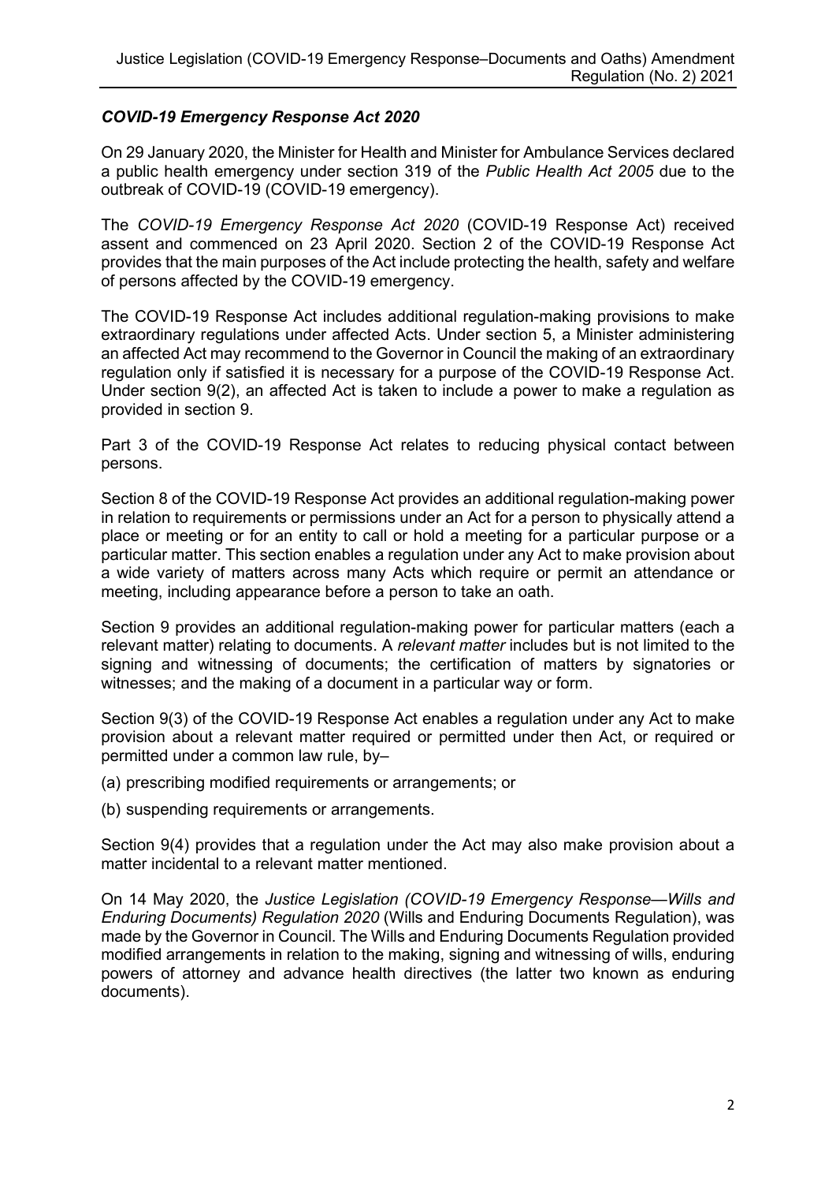### *COVID-19 Emergency Response Act 2020*

On 29 January 2020, the Minister for Health and Minister for Ambulance Services declared a public health emergency under section 319 of the *Public Health Act 2005* due to the outbreak of COVID-19 (COVID-19 emergency).

The *COVID-19 Emergency Response Act 2020* (COVID-19 Response Act) received assent and commenced on 23 April 2020. Section 2 of the COVID-19 Response Act provides that the main purposes of the Act include protecting the health, safety and welfare of persons affected by the COVID-19 emergency.

The COVID-19 Response Act includes additional regulation-making provisions to make extraordinary regulations under affected Acts. Under section 5, a Minister administering an affected Act may recommend to the Governor in Council the making of an extraordinary regulation only if satisfied it is necessary for a purpose of the COVID-19 Response Act. Under section 9(2), an affected Act is taken to include a power to make a regulation as provided in section 9.

Part 3 of the COVID-19 Response Act relates to reducing physical contact between persons.

Section 8 of the COVID-19 Response Act provides an additional regulation-making power in relation to requirements or permissions under an Act for a person to physically attend a place or meeting or for an entity to call or hold a meeting for a particular purpose or a particular matter. This section enables a regulation under any Act to make provision about a wide variety of matters across many Acts which require or permit an attendance or meeting, including appearance before a person to take an oath.

Section 9 provides an additional regulation-making power for particular matters (each a relevant matter) relating to documents. A *relevant matter* includes but is not limited to the signing and witnessing of documents; the certification of matters by signatories or witnesses; and the making of a document in a particular way or form.

Section 9(3) of the COVID-19 Response Act enables a regulation under any Act to make provision about a relevant matter required or permitted under then Act, or required or permitted under a common law rule, by–

(a) prescribing modified requirements or arrangements; or

(b) suspending requirements or arrangements.

Section 9(4) provides that a regulation under the Act may also make provision about a matter incidental to a relevant matter mentioned.

On 14 May 2020, the *Justice Legislation (COVID-19 Emergency Response—Wills and Enduring Documents) Regulation 2020* (Wills and Enduring Documents Regulation), was made by the Governor in Council. The Wills and Enduring Documents Regulation provided modified arrangements in relation to the making, signing and witnessing of wills, enduring powers of attorney and advance health directives (the latter two known as enduring documents).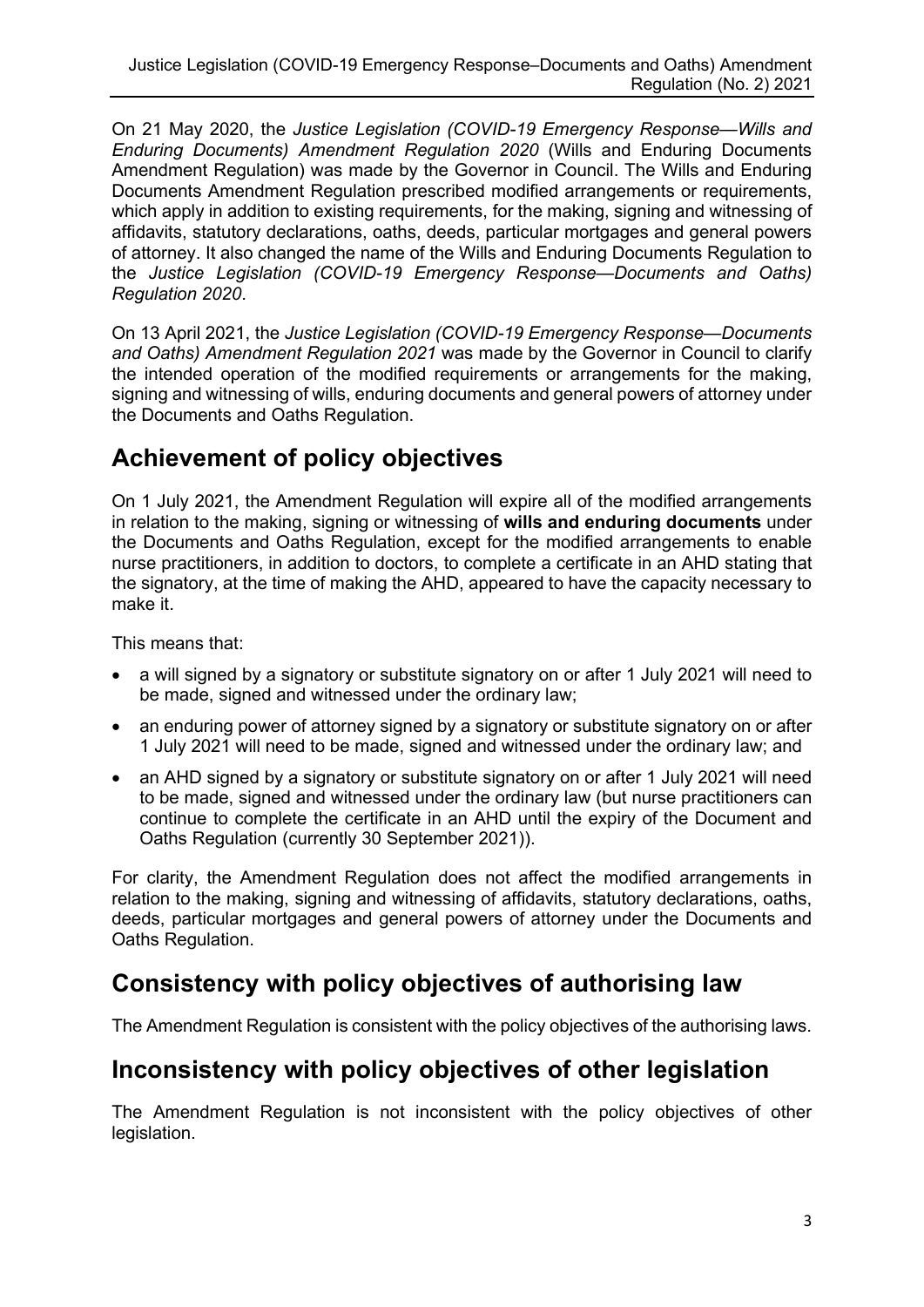On 21 May 2020, the *Justice Legislation (COVID-19 Emergency Response—Wills and Enduring Documents) Amendment Regulation 2020* (Wills and Enduring Documents Amendment Regulation) was made by the Governor in Council. The Wills and Enduring Documents Amendment Regulation prescribed modified arrangements or requirements, which apply in addition to existing requirements, for the making, signing and witnessing of affidavits, statutory declarations, oaths, deeds, particular mortgages and general powers of attorney. It also changed the name of the Wills and Enduring Documents Regulation to the *Justice Legislation (COVID-19 Emergency Response—Documents and Oaths) Regulation 2020*.

On 13 April 2021, the *Justice Legislation (COVID-19 Emergency Response—Documents and Oaths) Amendment Regulation 2021* was made by the Governor in Council to clarify the intended operation of the modified requirements or arrangements for the making, signing and witnessing of wills, enduring documents and general powers of attorney under the Documents and Oaths Regulation.

## Achievement of policy objectives

On 1 July 2021, the Amendment Regulation will expire all of the modified arrangements in relation to the making, signing or witnessing of **wills and enduring documents** under the Documents and Oaths Regulation, except for the modified arrangements to enable nurse practitioners, in addition to doctors, to complete a certificate in an AHD stating that the signatory, at the time of making the AHD, appeared to have the capacity necessary to make it.

This means that:

- a will signed by a signatory or substitute signatory on or after 1 July 2021 will need to be made, signed and witnessed under the ordinary law;
- an enduring power of attorney signed by a signatory or substitute signatory on or after 1 July 2021 will need to be made, signed and witnessed under the ordinary law; and
- an AHD signed by a signatory or substitute signatory on or after 1 July 2021 will need to be made, signed and witnessed under the ordinary law (but nurse practitioners can continue to complete the certificate in an AHD until the expiry of the Document and Oaths Regulation (currently 30 September 2021)).

For clarity, the Amendment Regulation does not affect the modified arrangements in relation to the making, signing and witnessing of affidavits, statutory declarations, oaths, deeds, particular mortgages and general powers of attorney under the Documents and Oaths Regulation.

## Consistency with policy objectives of authorising law

The Amendment Regulation is consistent with the policy objectives of the authorising laws.

## Inconsistency with policy objectives of other legislation

The Amendment Regulation is not inconsistent with the policy objectives of other legislation.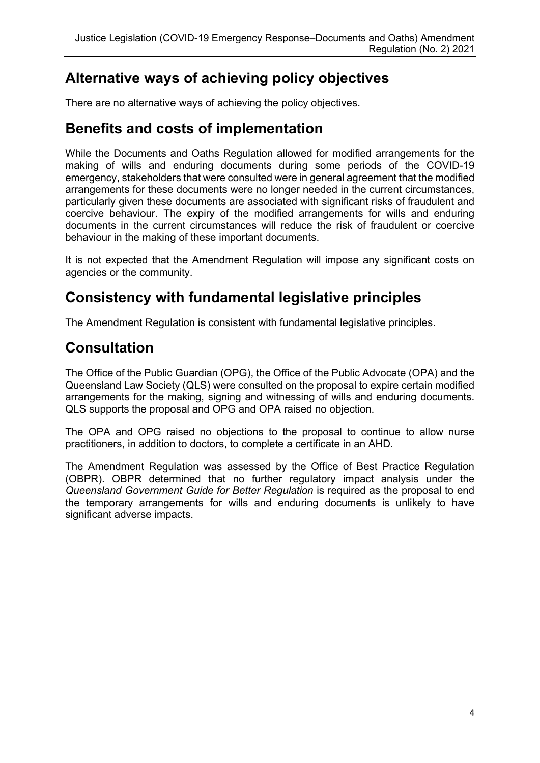## Alternative ways of achieving policy objectives

There are no alternative ways of achieving the policy objectives.

## Benefits and costs of implementation

While the Documents and Oaths Regulation allowed for modified arrangements for the making of wills and enduring documents during some periods of the COVID-19 emergency, stakeholders that were consulted were in general agreement that the modified arrangements for these documents were no longer needed in the current circumstances, particularly given these documents are associated with significant risks of fraudulent and coercive behaviour. The expiry of the modified arrangements for wills and enduring documents in the current circumstances will reduce the risk of fraudulent or coercive behaviour in the making of these important documents.

It is not expected that the Amendment Regulation will impose any significant costs on agencies or the community.

## Consistency with fundamental legislative principles

The Amendment Regulation is consistent with fundamental legislative principles.

## Consultation

The Office of the Public Guardian (OPG), the Office of the Public Advocate (OPA) and the Queensland Law Society (QLS) were consulted on the proposal to expire certain modified arrangements for the making, signing and witnessing of wills and enduring documents. QLS supports the proposal and OPG and OPA raised no objection.

The OPA and OPG raised no objections to the proposal to continue to allow nurse practitioners, in addition to doctors, to complete a certificate in an AHD.

The Amendment Regulation was assessed by the Office of Best Practice Regulation (OBPR). OBPR determined that no further regulatory impact analysis under the *Queensland Government Guide for Better Regulation* is required as the proposal to end the temporary arrangements for wills and enduring documents is unlikely to have significant adverse impacts.